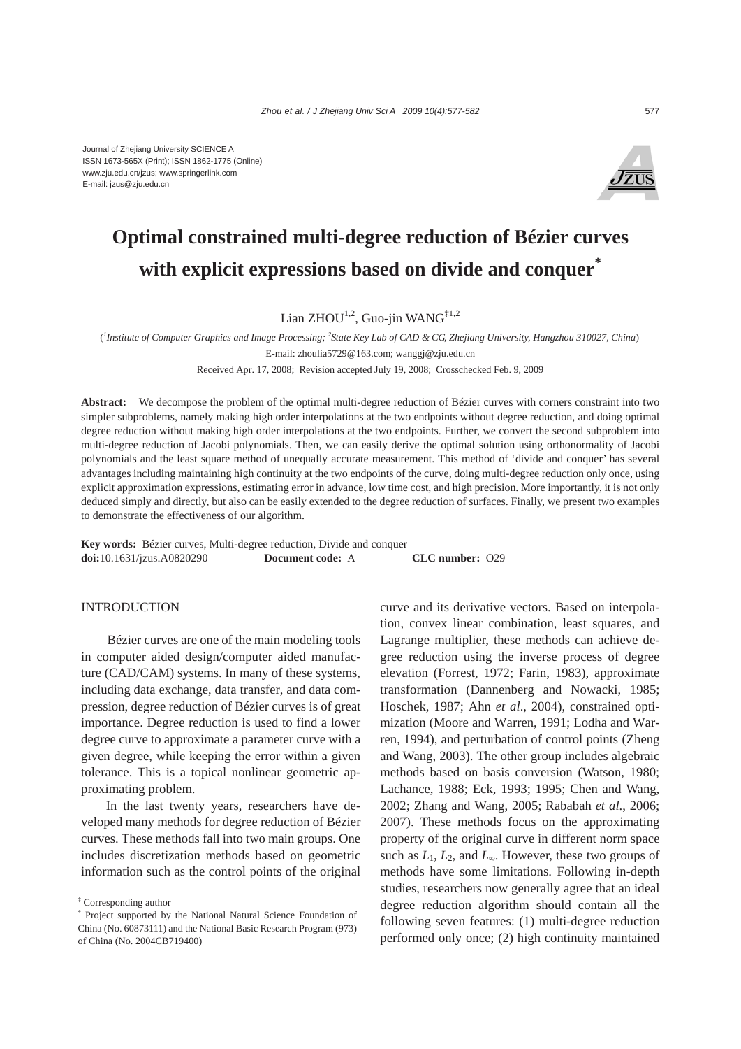Journal of Zhejiang University SCIENCE A
ISSN 1673-565X (Print); ISSN 1862-1775 (Online)
www.zju.edu.cn/jzus; www.springerlink.com
E-mail: jzus@zju.edu.cn

# Optimal constrained multi-degree reduction of Bézier curves with explicit expressions based on divide and conquer*

Lian ZHOU[1,2], Guo-jin WANG[‡1,2]

([1]*Institute of Computer Graphics and Image Processing;* [2]*State Key Lab of CAD & CG, Zhejiang University, Hangzhou 310027, China*)

E-mail: zhoulia5729@163.com; wanggj@zju.edu.cn

Received Apr. 17, 2008; Revision accepted July 19, 2008; Crosschecked Feb. 9, 2009

**Abstract:** We decompose the problem of the optimal multi-degree reduction of Bézier curves with corners constraint into two simpler subproblems, namely making high order interpolations at the two endpoints without degree reduction, and doing optimal degree reduction without making high order interpolations at the two endpoints. Further, we convert the second subproblem into multi-degree reduction of Jacobi polynomials. Then, we can easily derive the optimal solution using orthonormality of Jacobi polynomials and the least square method of unequally accurate measurement. This method of 'divide and conquer' has several advantages including maintaining high continuity at the two endpoints of the curve, doing multi-degree reduction only once, using explicit approximation expressions, estimating error in advance, low time cost, and high precision. More importantly, it is not only deduced simply and directly, but also can be easily extended to the degree reduction of surfaces. Finally, we present two examples to demonstrate the effectiveness of our algorithm.

**Key words:** Bézier curves, Multi-degree reduction, Divide and conquer

**doi:**10.1631/jzus.A0820290 **Document code:** A **CLC number:** O29

## INTRODUCTION

Bézier curves are one of the main modeling tools in computer aided design/computer aided manufacture (CAD/CAM) systems. In many of these systems, including data exchange, data transfer, and data compression, degree reduction of Bézier curves is of great importance. Degree reduction is used to find a lower degree curve to approximate a parameter curve with a given degree, while keeping the error within a given tolerance. This is a topical nonlinear geometric approximating problem.

In the last twenty years, researchers have developed many methods for degree reduction of Bézier curves. These methods fall into two main groups. One includes discretization methods based on geometric information such as the control points of the original curve and its derivative vectors. Based on interpolation, convex linear combination, least squares, and Lagrange multiplier, these methods can achieve degree reduction using the inverse process of degree elevation (Forrest, 1972; Farin, 1983), approximate transformation (Dannenberg and Nowacki, 1985; Hoschek, 1987; Ahn *et al*., 2004), constrained optimization (Moore and Warren, 1991; Lodha and Warren, 1994), and perturbation of control points (Zheng and Wang, 2003). The other group includes algebraic methods based on basis conversion (Watson, 1980; Lachance, 1988; Eck, 1993; 1995; Chen and Wang, 2002; Zhang and Wang, 2005; Rababah *et al*., 2006; 2007). These methods focus on the approximating property of the original curve in different norm space such as $L_1$, $L_2$, and $L_\infty$. However, these two groups of methods have some limitations. Following in-depth studies, researchers now generally agree that an ideal degree reduction algorithm should contain all the following seven features: (1) multi-degree reduction performed only once; (2) high continuity maintained

‡ Corresponding author

\* Project supported by the National Natural Science Foundation of China (No. 60873111) and the National Basic Research Program (973) of China (No. 2004CB719400)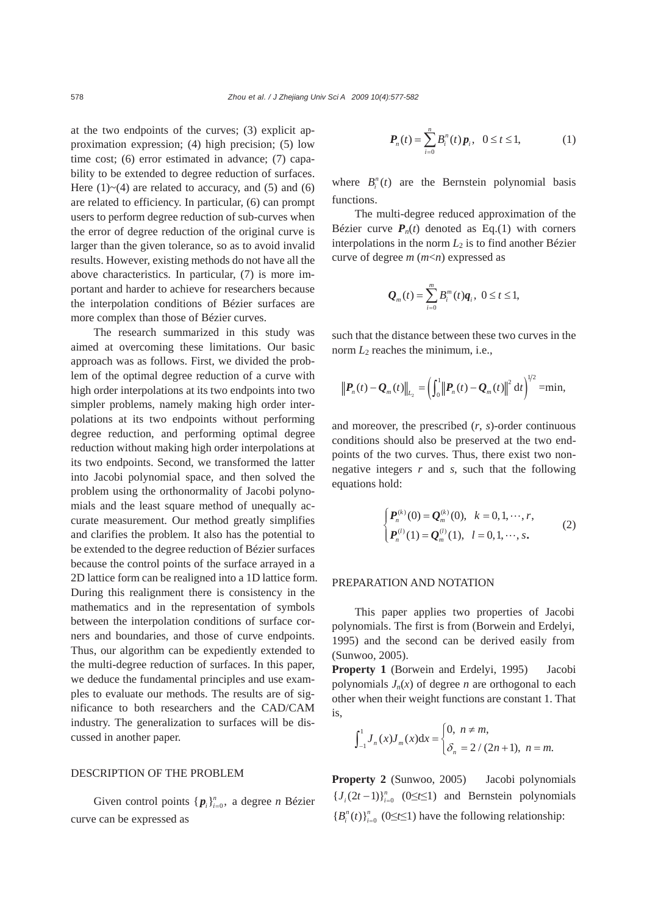at the two endpoints of the curves; (3) explicit approximation expression; (4) high precision; (5) low time cost; (6) error estimated in advance; (7) capability to be extended to degree reduction of surfaces. Here (1)~(4) are related to accuracy, and (5) and (6) are related to efficiency. In particular, (6) can prompt users to perform degree reduction of sub-curves when the error of degree reduction of the original curve is larger than the given tolerance, so as to avoid invalid results. However, existing methods do not have all the above characteristics. In particular, (7) is more important and harder to achieve for researchers because the interpolation conditions of Bézier surfaces are more complex than those of Bézier curves.

The research summarized in this study was aimed at overcoming these limitations. Our basic approach was as follows. First, we divided the problem of the optimal degree reduction of a curve with high order interpolations at its two endpoints into two simpler problems, namely making high order interpolations at its two endpoints without performing degree reduction, and performing optimal degree reduction without making high order interpolations at its two endpoints. Second, we transformed the latter into Jacobi polynomial space, and then solved the problem using the orthonormality of Jacobi polynomials and the least square method of unequally accurate measurement. Our method greatly simplifies and clarifies the problem. It also has the potential to be extended to the degree reduction of Bézier surfaces because the control points of the surface arrayed in a 2D lattice form can be realigned into a 1D lattice form. During this realignment there is consistency in the mathematics and in the representation of symbols between the interpolation conditions of surface corners and boundaries, and those of curve endpoints. Thus, our algorithm can be expediently extended to the multi-degree reduction of surfaces. In this paper, we deduce the fundamental principles and use examples to evaluate our methods. The results are of significance to both researchers and the CAD/CAM industry. The generalization to surfaces will be discussed in another paper.

## DESCRIPTION OF THE PROBLEM

Given control points $\{\boldsymbol{p}_i\}_{i=0}^n$, a degree $n$ Bézier curve can be expressed as

$$\boldsymbol{P}_n(t) = \sum_{i=0}^{n} B_i^n(t)\,\boldsymbol{p}_i, \quad 0 \le t \le 1, \tag{1}$$

where $B_i^n(t)$ are the Bernstein polynomial basis functions.

The multi-degree reduced approximation of the Bézier curve $\boldsymbol{P}_n(t)$ denoted as Eq.(1) with corners interpolations in the norm $L_2$ is to find another Bézier curve of degree $m$ ($m<n$) expressed as

$$\boldsymbol{Q}_m(t) = \sum_{i=0}^{m} B_i^m(t)\boldsymbol{q}_i, \ \ 0 \le t \le 1,$$

such that the distance between these two curves in the norm $L_2$ reaches the minimum, i.e.,

$$\left\|\boldsymbol{P}_n(t) - \boldsymbol{Q}_m(t)\right\|_{L_2} = \left(\int_0^1 \left\|\boldsymbol{P}_n(t) - \boldsymbol{Q}_m(t)\right\|^2 \mathrm{d}t\right)^{1/2} = \min,$$

and moreover, the prescribed ($r$, $s$)-order continuous conditions should also be preserved at the two endpoints of the two curves. Thus, there exist two nonnegative integers $r$ and $s$, such that the following equations hold:

$$\begin{cases} \boldsymbol{P}_n^{(k)}(0) = \boldsymbol{Q}_m^{(k)}(0), & k = 0, 1, \cdots, r, \\ \boldsymbol{P}_n^{(l)}(1) = \boldsymbol{Q}_m^{(l)}(1), & l = 0, 1, \cdots, s. \end{cases} \tag{2}$$

## PREPARATION AND NOTATION

This paper applies two properties of Jacobi polynomials. The first is from (Borwein and Erdelyi, 1995) and the second can be derived easily from (Sunwoo, 2005).

**Property 1** (Borwein and Erdelyi, 1995) Jacobi polynomials $J_n(x)$ of degree $n$ are orthogonal to each other when their weight functions are constant 1. That is,

$$\int_{-1}^{1} J_n(x) J_m(x)\mathrm{d}x = \begin{cases} 0, \ n \ne m, \\ \delta_n = 2/(2n+1), \ n = m. \end{cases}$$

**Property 2** (Sunwoo, 2005) Jacobi polynomials $\{J_i(2t-1)\}_{i=0}^n$ ($0 \le t \le 1$) and Bernstein polynomials $\{B_i^n(t)\}_{i=0}^n$ ($0 \le t \le 1$) have the following relationship: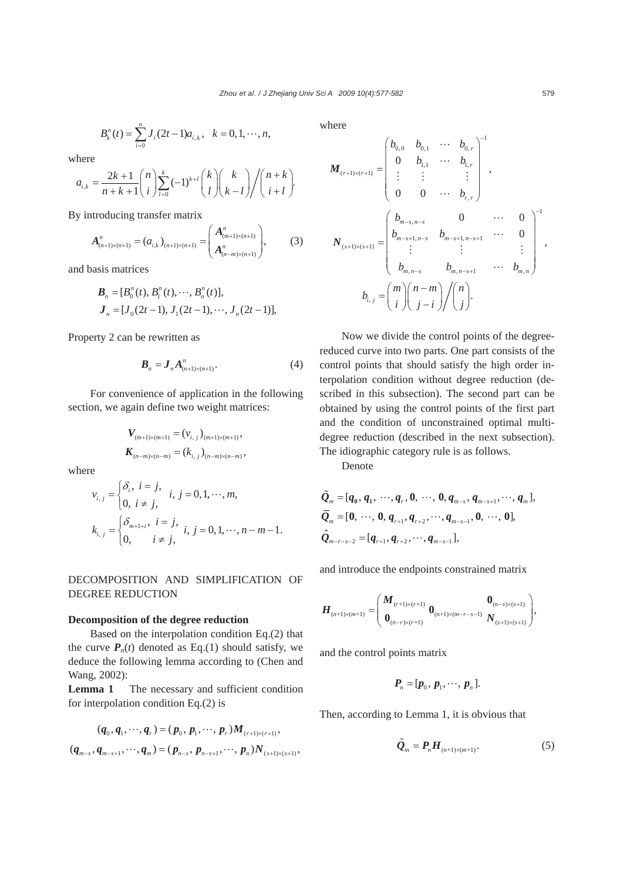$$B_k^n(t) = \sum_{i=0}^{n} J_i(2t-1)a_{i,k}, \quad k = 0, 1, \cdots, n,$$

where

$$a_{i,k} = \frac{2k+1}{n+k+1}\binom{n}{i}\sum_{l=0}^{k}(-1)^{k+l}\binom{k}{l}\binom{k}{k-l}\Bigg/\binom{n+k}{i+l}.$$

By introducing transfer matrix

$$\boldsymbol{A}^n_{(n+1)\times(n+1)} = (a_{i,k})_{(n+1)\times(n+1)} = \begin{pmatrix} \boldsymbol{A}^n_{(m+1)\times(n+1)} \\ \boldsymbol{A}^n_{(n-m)\times(n+1)} \end{pmatrix}, \tag{3}$$

and basis matrices

$$\boldsymbol{B}_n = [B_0^n(t), B_1^n(t), \cdots, B_n^n(t)],$$
$$\boldsymbol{J}_n = [J_0(2t-1), J_1(2t-1), \cdots, J_n(2t-1)],$$

Property 2 can be rewritten as

$$\boldsymbol{B}_n = \boldsymbol{J}_n \boldsymbol{A}^n_{(n+1)\times(n+1)}. \tag{4}$$

For convenience of application in the following section, we again define two weight matrices:

$$\boldsymbol{V}_{(m+1)\times(m+1)} = (v_{i,j})_{(m+1)\times(m+1)},$$
$$\boldsymbol{K}_{(n-m)\times(n-m)} = (k_{i,j})_{(n-m)\times(n-m)},$$

where

$$v_{i,j} = \begin{cases} \delta_i, & i = j, \\ 0, & i \neq j, \end{cases} \quad i, j = 0, 1, \cdots, m,$$

$$k_{i,j} = \begin{cases} \delta_{m+1+i}, & i = j, \\ 0, & i \neq j, \end{cases} \quad i, j = 0, 1, \cdots, n-m-1.$$

## DECOMPOSITION AND SIMPLIFICATION OF DEGREE REDUCTION

### Decomposition of the degree reduction

Based on the interpolation condition Eq.(2) that the curve $\boldsymbol{P}_n(t)$ denoted as Eq.(1) should satisfy, we deduce the following lemma according to (Chen and Wang, 2002):

**Lemma 1** The necessary and sufficient condition for interpolation condition Eq.(2) is

$$(\boldsymbol{q}_0, \boldsymbol{q}_1, \cdots, \boldsymbol{q}_r) = (\boldsymbol{p}_0, \boldsymbol{p}_1, \cdots, \boldsymbol{p}_r)\boldsymbol{M}_{(r+1)\times(r+1)},$$
$$(\boldsymbol{q}_{m-s}, \boldsymbol{q}_{m-s+1}, \cdots, \boldsymbol{q}_m) = (\boldsymbol{p}_{n-s}, \boldsymbol{p}_{n-s+1}, \cdots, \boldsymbol{p}_n)\boldsymbol{N}_{(s+1)\times(s+1)},$$

where

$$\boldsymbol{M}_{(r+1)\times(r+1)} = \begin{pmatrix} b_{0,0} & b_{0,1} & \cdots & b_{0,r} \\ 0 & b_{1,1} & \cdots & b_{1,r} \\ \vdots & \vdots & & \vdots \\ 0 & 0 & \cdots & b_{r,r} \end{pmatrix}^{-1},$$

$$\boldsymbol{N}_{(s+1)\times(s+1)} = \begin{pmatrix} b_{m-s,n-s} & 0 & \cdots & 0 \\ b_{m-s+1,n-s} & b_{m-s+1,n-s+1} & \cdots & 0 \\ \vdots & \vdots & & \vdots \\ b_{m,n-s} & b_{m,n-s+1} & \cdots & b_{m,n} \end{pmatrix}^{-1},$$

$$b_{i,j} = \binom{m}{i}\binom{n-m}{j-i}\Bigg/\binom{n}{j}.$$

Now we divide the control points of the degree-reduced curve into two parts. One part consists of the control points that should satisfy the high order interpolation condition without degree reduction (described in this subsection). The second part can be obtained by using the control points of the first part and the condition of unconstrained optimal multi-degree reduction (described in the next subsection). The idiographic category rule is as follows.

Denote

$$\tilde{\boldsymbol{Q}}_m = [\boldsymbol{q}_0, \boldsymbol{q}_1, \cdots, \boldsymbol{q}_r, \boldsymbol{0}, \cdots, \boldsymbol{0}, \boldsymbol{q}_{m-s}, \boldsymbol{q}_{m-s+1}, \cdots, \boldsymbol{q}_m],$$
$$\bar{\boldsymbol{Q}}_m = [\boldsymbol{0}, \cdots, \boldsymbol{0}, \boldsymbol{q}_{r+1}, \boldsymbol{q}_{r+2}, \cdots, \boldsymbol{q}_{m-s-1}, \boldsymbol{0}, \cdots, \boldsymbol{0}],$$
$$\hat{\boldsymbol{Q}}_{m-r-s-2} = [\boldsymbol{q}_{r+1}, \boldsymbol{q}_{r+2}, \cdots, \boldsymbol{q}_{m-s-1}],$$

and introduce the endpoints constrained matrix

$$\boldsymbol{H}_{(n+1)\times(m+1)} = \begin{pmatrix} \boldsymbol{M}_{(r+1)\times(r+1)} & \boldsymbol{0}_{(n+1)\times(m-r-s-1)} & \boldsymbol{0}_{(n-s)\times(s+1)} \\ \boldsymbol{0}_{(n-r)\times(r+1)} & & \boldsymbol{N}_{(s+1)\times(s+1)} \end{pmatrix},$$

and the control points matrix

$$\boldsymbol{P}_n = [\boldsymbol{p}_0, \boldsymbol{p}_1, \cdots, \boldsymbol{p}_n].$$

Then, according to Lemma 1, it is obvious that

$$\tilde{\boldsymbol{Q}}_m = \boldsymbol{P}_n \boldsymbol{H}_{(n+1)\times(m+1)}. \tag{5}$$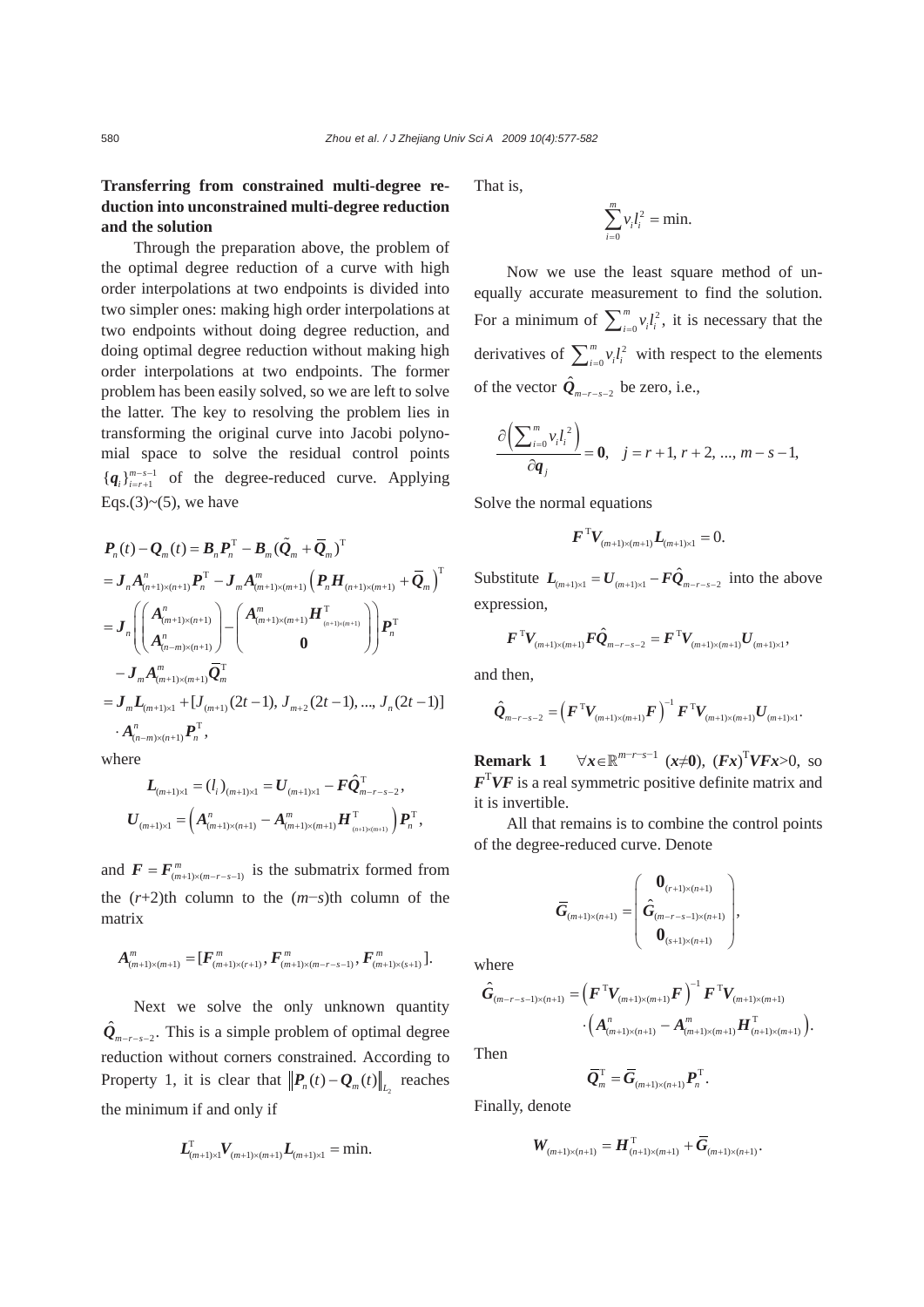**Transferring from constrained multi-degree reduction into unconstrained multi-degree reduction and the solution**

Through the preparation above, the problem of the optimal degree reduction of a curve with high order interpolations at two endpoints is divided into two simpler ones: making high order interpolations at two endpoints without doing degree reduction, and doing optimal degree reduction without making high order interpolations at two endpoints. The former problem has been easily solved, so we are left to solve the latter. The key to resolving the problem lies in transforming the original curve into Jacobi polynomial space to solve the residual control points $\{\boldsymbol{q}_i\}_{i=r+1}^{m-s-1}$ of the degree-reduced curve. Applying Eqs.(3)~(5), we have

$$
\begin{aligned}
&\boldsymbol{P}_n(t)-\boldsymbol{Q}_m(t)=\boldsymbol{B}_n\boldsymbol{P}_n^{\mathrm{T}}-\boldsymbol{B}_m(\tilde{\boldsymbol{Q}}_m+\overline{\boldsymbol{Q}}_m)^{\mathrm{T}}\\
&=\boldsymbol{J}_n\boldsymbol{A}^n_{(n+1)\times(n+1)}\boldsymbol{P}_n^{\mathrm{T}}-\boldsymbol{J}_m\boldsymbol{A}^m_{(m+1)\times(m+1)}\left(\boldsymbol{P}_n\boldsymbol{H}_{(n+1)\times(m+1)}+\overline{\boldsymbol{Q}}_m\right)^{\mathrm{T}}\\
&=\boldsymbol{J}_n\left(\begin{pmatrix}\boldsymbol{A}^n_{(m+1)\times(n+1)}\\ \boldsymbol{A}^n_{(n-m)\times(n+1)}\end{pmatrix}-\begin{pmatrix}\boldsymbol{A}^m_{(m+1)\times(m+1)}\boldsymbol{H}^{\mathrm{T}}_{(n+1)\times(m+1)}\\ \boldsymbol{0}\end{pmatrix}\right)\boldsymbol{P}_n^{\mathrm{T}}\\
&\quad-\boldsymbol{J}_m\boldsymbol{A}^m_{(m+1)\times(m+1)}\overline{\boldsymbol{Q}}_m^{\mathrm{T}}\\
&=\boldsymbol{J}_m\boldsymbol{L}_{(m+1)\times 1}+[J_{(m+1)}(2t-1),J_{m+2}(2t-1),\ldots,J_n(2t-1)]\\
&\quad\cdot\boldsymbol{A}^n_{(n-m)\times(n+1)}\boldsymbol{P}_n^{\mathrm{T}},
\end{aligned}
$$

where

$$
\boldsymbol{L}_{(m+1)\times 1}=(l_i)_{(m+1)\times 1}=\boldsymbol{U}_{(m+1)\times 1}-\boldsymbol{F}\hat{\boldsymbol{Q}}^{\mathrm{T}}_{m-r-s-2},
$$

$$
\boldsymbol{U}_{(m+1)\times 1}=\left(\boldsymbol{A}^n_{(m+1)\times(n+1)}-\boldsymbol{A}^m_{(m+1)\times(m+1)}\boldsymbol{H}^{\mathrm{T}}_{(n+1)\times(m+1)}\right)\boldsymbol{P}_n^{\mathrm{T}},
$$

and $\boldsymbol{F}=\boldsymbol{F}^m_{(m+1)\times(m-r-s-1)}$ is the submatrix formed from the $(r+2)$th column to the $(m-s)$th column of the matrix

$$
\boldsymbol{A}^m_{(m+1)\times(m+1)}=[\boldsymbol{F}^m_{(m+1)\times(r+1)},\boldsymbol{F}^m_{(m+1)\times(m-r-s-1)},\boldsymbol{F}^m_{(m+1)\times(s+1)}].
$$

Next we solve the only unknown quantity $\hat{\boldsymbol{Q}}_{m-r-s-2}$. This is a simple problem of optimal degree reduction without corners constrained. According to Property 1, it is clear that $\|\boldsymbol{P}_n(t)-\boldsymbol{Q}_m(t)\|_{L_2}$ reaches the minimum if and only if

$$
\boldsymbol{L}^{\mathrm{T}}_{(m+1)\times 1}\boldsymbol{V}_{(m+1)\times(m+1)}\boldsymbol{L}_{(m+1)\times 1}=\min.
$$

That is,

$$
\sum_{i=0}^{m}v_i l_i^2=\min.
$$

Now we use the least square method of unequally accurate measurement to find the solution. For a minimum of $\sum_{i=0}^{m}v_i l_i^2$, it is necessary that the derivatives of $\sum_{i=0}^{m}v_i l_i^2$ with respect to the elements of the vector $\hat{\boldsymbol{Q}}_{m-r-s-2}$ be zero, i.e.,

$$
\frac{\partial\left(\sum_{i=0}^{m}v_i l_i^2\right)}{\partial \boldsymbol{q}_j}=\boldsymbol{0},\quad j=r+1,r+2,\ldots,m-s-1,
$$

Solve the normal equations

$$
\boldsymbol{F}^{\mathrm{T}}\boldsymbol{V}_{(m+1)\times(m+1)}\boldsymbol{L}_{(m+1)\times 1}=0.
$$

Substitute $\boldsymbol{L}_{(m+1)\times 1}=\boldsymbol{U}_{(m+1)\times 1}-\boldsymbol{F}\hat{\boldsymbol{Q}}_{m-r-s-2}$ into the above expression,

$$
\boldsymbol{F}^{\mathrm{T}}\boldsymbol{V}_{(m+1)\times(m+1)}\boldsymbol{F}\hat{\boldsymbol{Q}}_{m-r-s-2}=\boldsymbol{F}^{\mathrm{T}}\boldsymbol{V}_{(m+1)\times(m+1)}\boldsymbol{U}_{(m+1)\times 1},
$$

and then,

$$
\hat{\boldsymbol{Q}}_{m-r-s-2}=\left(\boldsymbol{F}^{\mathrm{T}}\boldsymbol{V}_{(m+1)\times(m+1)}\boldsymbol{F}\right)^{-1}\boldsymbol{F}^{\mathrm{T}}\boldsymbol{V}_{(m+1)\times(m+1)}\boldsymbol{U}_{(m+1)\times 1}.
$$

**Remark 1** $\forall\boldsymbol{x}\in\mathbb{R}^{m-r-s-1}$ ($\boldsymbol{x}\neq\boldsymbol{0}$), $(\boldsymbol{F}\boldsymbol{x})^{\mathrm{T}}\boldsymbol{V}\boldsymbol{F}\boldsymbol{x}>0$, so $\boldsymbol{F}^{\mathrm{T}}\boldsymbol{V}\boldsymbol{F}$ is a real symmetric positive definite matrix and it is invertible.

All that remains is to combine the control points of the degree-reduced curve. Denote

$$
\overline{\boldsymbol{G}}_{(m+1)\times(n+1)}=\begin{pmatrix}\boldsymbol{0}_{(r+1)\times(n+1)}\\ \hat{\boldsymbol{G}}_{(m-r-s-1)\times(n+1)}\\ \boldsymbol{0}_{(s+1)\times(n+1)}\end{pmatrix},
$$

where

$$
\begin{aligned}
\hat{\boldsymbol{G}}_{(m-r-s-1)\times(n+1)}=&\left(\boldsymbol{F}^{\mathrm{T}}\boldsymbol{V}_{(m+1)\times(m+1)}\boldsymbol{F}\right)^{-1}\boldsymbol{F}^{\mathrm{T}}\boldsymbol{V}_{(m+1)\times(m+1)}\\
&\cdot\left(\boldsymbol{A}^n_{(m+1)\times(n+1)}-\boldsymbol{A}^m_{(m+1)\times(m+1)}\boldsymbol{H}^{\mathrm{T}}_{(n+1)\times(m+1)}\right).
\end{aligned}
$$

Then

$$
\overline{\boldsymbol{Q}}_m^{\mathrm{T}}=\overline{\boldsymbol{G}}_{(m+1)\times(n+1)}\boldsymbol{P}_n^{\mathrm{T}}.
$$

Finally, denote

$$
\boldsymbol{W}_{(m+1)\times(n+1)}=\boldsymbol{H}^{\mathrm{T}}_{(n+1)\times(m+1)}+\overline{\boldsymbol{G}}_{(m+1)\times(n+1)}.
$$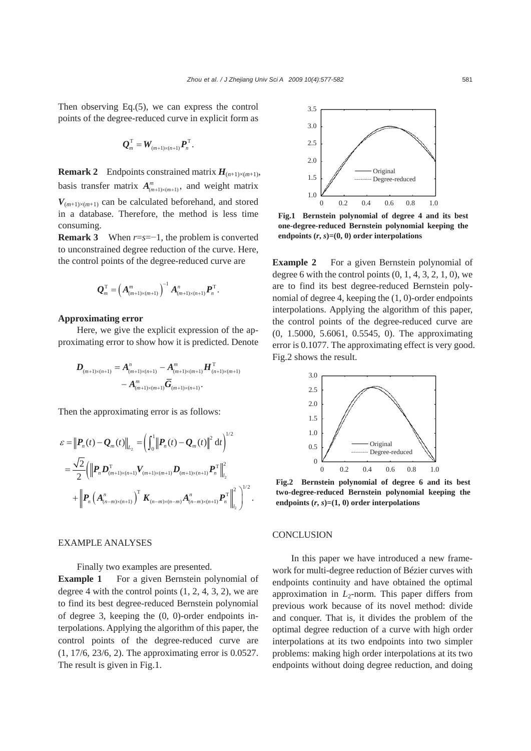Then observing Eq.(5), we can express the control points of the degree-reduced curve in explicit form as

$$\boldsymbol{Q}_m^{\mathrm{T}} = \boldsymbol{W}_{(m+1)\times(n+1)}\boldsymbol{P}_n^{\mathrm{T}}.$$

**Remark 2** Endpoints constrained matrix $\boldsymbol{H}_{(n+1)\times(m+1)}$, basis transfer matrix $\boldsymbol{A}^m_{(m+1)\times(m+1)}$, and weight matrix $\boldsymbol{V}_{(m+1)\times(m+1)}$ can be calculated beforehand, and stored in a database. Therefore, the method is less time consuming.

**Remark 3** When $r$=$s$=−1, the problem is converted to unconstrained degree reduction of the curve. Here, the control points of the degree-reduced curve are

$$\boldsymbol{Q}_m^{\mathrm{T}} = \left(\boldsymbol{A}^m_{(m+1)\times(m+1)}\right)^{-1}\boldsymbol{A}^n_{(m+1)\times(n+1)}\boldsymbol{P}_n^{\mathrm{T}}.$$

**Approximating error**

Here, we give the explicit expression of the approximating error to show how it is predicted. Denote

$$\boldsymbol{D}_{(m+1)\times(n+1)} = \boldsymbol{A}^n_{(m+1)\times(n+1)} - \boldsymbol{A}^m_{(m+1)\times(m+1)}\boldsymbol{H}^{\mathrm{T}}_{(n+1)\times(m+1)} - \boldsymbol{A}^m_{(m+1)\times(m+1)}\overline{\boldsymbol{G}}_{(m+1)\times(n+1)}.$$

Then the approximating error is as follows:

$$\begin{aligned}\varepsilon &= \left\|\boldsymbol{P}_n(t)-\boldsymbol{Q}_m(t)\right\|_{L_2} = \left(\int_0^1\left\|\boldsymbol{P}_n(t)-\boldsymbol{Q}_m(t)\right\|^2\mathrm{d}t\right)^{1/2} \\ &= \frac{\sqrt{2}}{2}\left(\left\|\boldsymbol{P}_n\boldsymbol{D}^{\mathrm{T}}_{(m+1)\times(n+1)}\boldsymbol{V}_{(m+1)\times(m+1)}\boldsymbol{D}_{(m+1)\times(n+1)}\boldsymbol{P}_n^{\mathrm{T}}\right\|^2_{l_2}\right. \\ &\quad \left.+\left\|\boldsymbol{P}_n\left(\boldsymbol{A}^n_{(n-m)\times(n+1)}\right)^{\mathrm{T}}\boldsymbol{K}_{(n-m)\times(n-m)}\boldsymbol{A}^n_{(n-m)\times(n+1)}\boldsymbol{P}_n^{\mathrm{T}}\right\|^2_{l_2}\right)^{1/2}.\end{aligned}$$

## EXAMPLE ANALYSES

Finally two examples are presented.

**Example 1** For a given Bernstein polynomial of degree 4 with the control points (1, 2, 4, 3, 2), we are to find its best degree-reduced Bernstein polynomial of degree 3, keeping the (0, 0)-order endpoints interpolations. Applying the algorithm of this paper, the control points of the degree-reduced curve are (1, 17/6, 23/6, 2). The approximating error is 0.0527. The result is given in Fig.1.

**Fig.1 Bernstein polynomial of degree 4 and its best one-degree-reduced Bernstein polynomial keeping the endpoints ($r$, $s$)=(0, 0) order interpolations**

**Example 2** For a given Bernstein polynomial of degree 6 with the control points (0, 1, 4, 3, 2, 1, 0), we are to find its best degree-reduced Bernstein polynomial of degree 4, keeping the (1, 0)-order endpoints interpolations. Applying the algorithm of this paper, the control points of the degree-reduced curve are (0, 1.5000, 5.6061, 0.5545, 0). The approximating error is 0.1077. The approximating effect is very good. Fig.2 shows the result.

**Fig.2 Bernstein polynomial of degree 6 and its best two-degree-reduced Bernstein polynomial keeping the endpoints ($r$, $s$)=(1, 0) order interpolations**

## CONCLUSION

In this paper we have introduced a new framework for multi-degree reduction of Bézier curves with endpoints continuity and have obtained the optimal approximation in $L_2$-norm. This paper differs from previous work because of its novel method: divide and conquer. That is, it divides the problem of the optimal degree reduction of a curve with high order interpolations at its two endpoints into two simpler problems: making high order interpolations at its two endpoints without doing degree reduction, and doing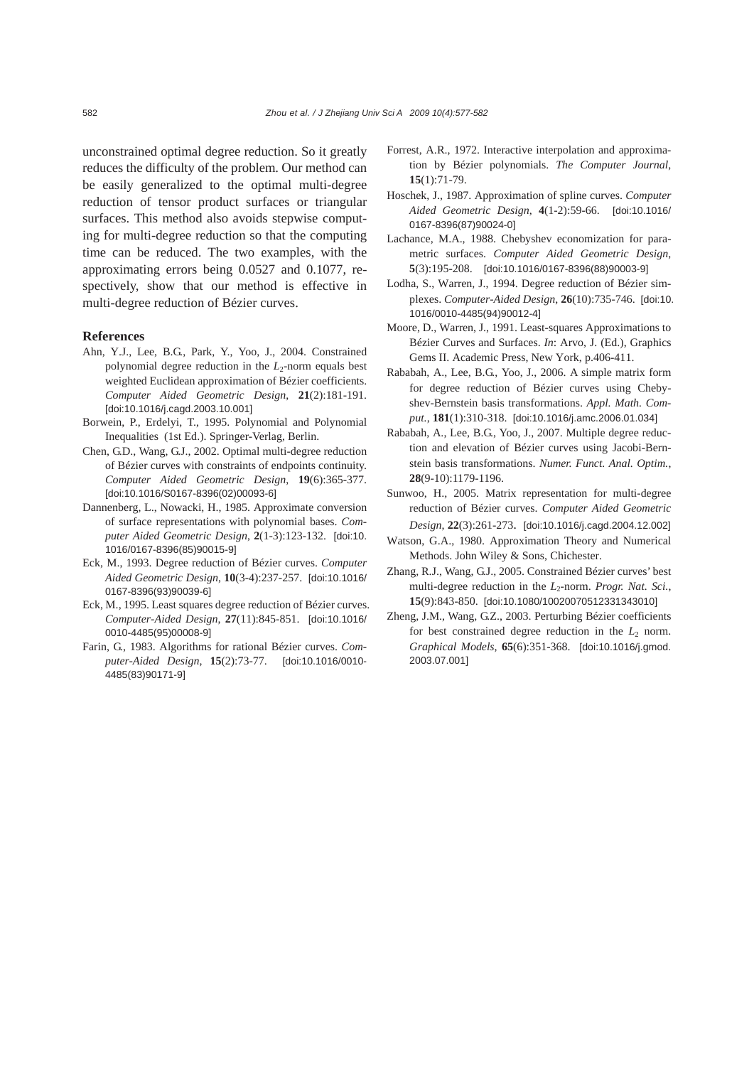unconstrained optimal degree reduction. So it greatly reduces the difficulty of the problem. Our method can be easily generalized to the optimal multi-degree reduction of tensor product surfaces or triangular surfaces. This method also avoids stepwise computing for multi-degree reduction so that the computing time can be reduced. The two examples, with the approximating errors being 0.0527 and 0.1077, respectively, show that our method is effective in multi-degree reduction of Bézier curves.

## References

Ahn, Y.J., Lee, B.G., Park, Y., Yoo, J., 2004. Constrained polynomial degree reduction in the $L_2$-norm equals best weighted Euclidean approximation of Bézier coefficients. *Computer Aided Geometric Design*, **21**(2):181-191. [doi:10.1016/j.cagd.2003.10.001]

Borwein, P., Erdelyi, T., 1995. Polynomial and Polynomial Inequalities (1st Ed.). Springer-Verlag, Berlin.

Chen, G.D., Wang, G.J., 2002. Optimal multi-degree reduction of Bézier curves with constraints of endpoints continuity. *Computer Aided Geometric Design*, **19**(6):365-377. [doi:10.1016/S0167-8396(02)00093-6]

Dannenberg, L., Nowacki, H., 1985. Approximate conversion of surface representations with polynomial bases. *Computer Aided Geometric Design*, **2**(1-3):123-132. [doi:10.1016/0167-8396(85)90015-9]

Eck, M., 1993. Degree reduction of Bézier curves. *Computer Aided Geometric Design*, **10**(3-4):237-257. [doi:10.1016/0167-8396(93)90039-6]

Eck, M., 1995. Least squares degree reduction of Bézier curves. *Computer-Aided Design*, **27**(11):845-851. [doi:10.1016/0010-4485(95)00008-9]

Farin, G., 1983. Algorithms for rational Bézier curves. *Computer-Aided Design*, **15**(2):73-77. [doi:10.1016/0010-4485(83)90171-9]

Forrest, A.R., 1972. Interactive interpolation and approximation by Bézier polynomials. *The Computer Journal*, **15**(1):71-79.

Hoschek, J., 1987. Approximation of spline curves. *Computer Aided Geometric Design*, **4**(1-2):59-66. [doi:10.1016/0167-8396(87)90024-0]

Lachance, M.A., 1988. Chebyshev economization for parametric surfaces. *Computer Aided Geometric Design*, **5**(3):195-208. [doi:10.1016/0167-8396(88)90003-9]

Lodha, S., Warren, J., 1994. Degree reduction of Bézier simplexes. *Computer-Aided Design*, **26**(10):735-746. [doi:10.1016/0010-4485(94)90012-4]

Moore, D., Warren, J., 1991. Least-squares Approximations to Bézier Curves and Surfaces. *In*: Arvo, J. (Ed.), Graphics Gems II. Academic Press, New York, p.406-411.

Rababah, A., Lee, B.G., Yoo, J., 2006. A simple matrix form for degree reduction of Bézier curves using Chebyshev-Bernstein basis transformations. *Appl. Math. Comput.*, **181**(1):310-318. [doi:10.1016/j.amc.2006.01.034]

Rababah, A., Lee, B.G., Yoo, J., 2007. Multiple degree reduction and elevation of Bézier curves using Jacobi-Bernstein basis transformations. *Numer. Funct. Anal. Optim.*, **28**(9-10):1179-1196.

Sunwoo, H., 2005. Matrix representation for multi-degree reduction of Bézier curves. *Computer Aided Geometric Design*, **22**(3):261-273. [doi:10.1016/j.cagd.2004.12.002]

Watson, G.A., 1980. Approximation Theory and Numerical Methods. John Wiley & Sons, Chichester.

Zhang, R.J., Wang, G.J., 2005. Constrained Bézier curves' best multi-degree reduction in the $L_2$-norm. *Progr. Nat. Sci.*, **15**(9):843-850. [doi:10.1080/10020070512331343010]

Zheng, J.M., Wang, G.Z., 2003. Perturbing Bézier coefficients for best constrained degree reduction in the $L_2$ norm. *Graphical Models*, **65**(6):351-368. [doi:10.1016/j.gmod.2003.07.001]